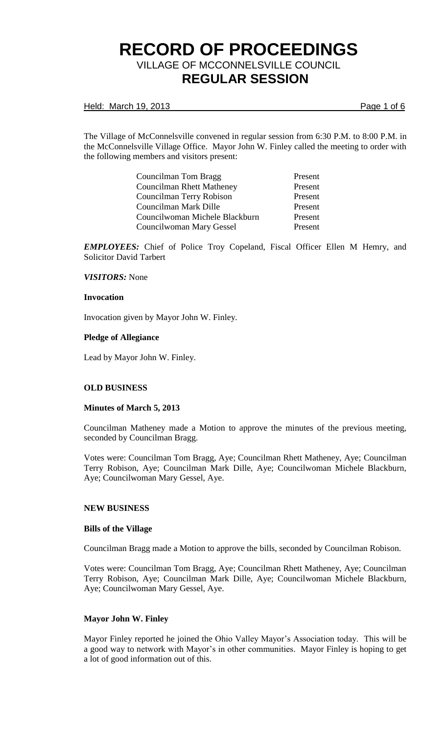# RECORD OF PROCEEDINGS

## VILLAGE OF MCCONNELSVILLE COUNCIL

## REGULAR SESSION

Held: March 19, 2013

The Village of McConnelsville convened in regular session from 6:30 P.M. to 8:00 P.M. in the McConnelsville Village Office. Mayor John W. Finley called the meeting to order with the following members and visitors present:

| | |
|---|---|
| Councilman Tom Bragg | Present |
| Councilman Rhett Matheney | Present |
| Councilman Terry Robison | Present |
| Councilman Mark Dille | Present |
| Councilwoman Michele Blackburn | Present |
| Councilwoman Mary Gessel | Present |

***EMPLOYEES:*** Chief of Police Troy Copeland, Fiscal Officer Ellen M Hemry, and Solicitor David Tarbert

***VISITORS:*** None

**Invocation**

Invocation given by Mayor John W. Finley.

**Pledge of Allegiance**

Lead by Mayor John W. Finley.

**OLD BUSINESS**

**Minutes of March 5, 2013**

Councilman Matheney made a Motion to approve the minutes of the previous meeting, seconded by Councilman Bragg.

Votes were: Councilman Tom Bragg, Aye; Councilman Rhett Matheney, Aye; Councilman Terry Robison, Aye; Councilman Mark Dille, Aye; Councilwoman Michele Blackburn, Aye; Councilwoman Mary Gessel, Aye.

**NEW BUSINESS**

**Bills of the Village**

Councilman Bragg made a Motion to approve the bills, seconded by Councilman Robison.

Votes were: Councilman Tom Bragg, Aye; Councilman Rhett Matheney, Aye; Councilman Terry Robison, Aye; Councilman Mark Dille, Aye; Councilwoman Michele Blackburn, Aye; Councilwoman Mary Gessel, Aye.

**Mayor John W. Finley**

Mayor Finley reported he joined the Ohio Valley Mayor's Association today. This will be a good way to network with Mayor's in other communities. Mayor Finley is hoping to get a lot of good information out of this.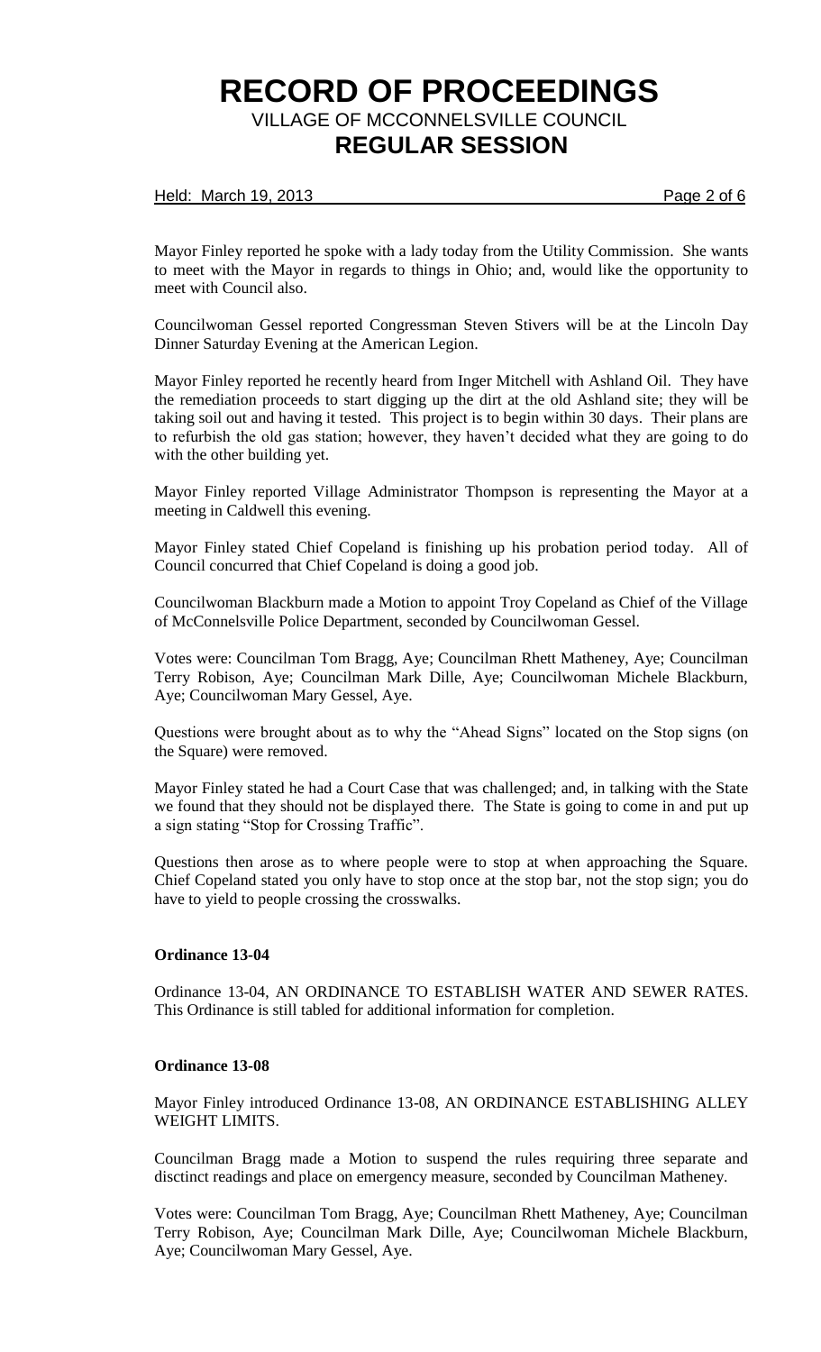Mayor Finley reported he spoke with a lady today from the Utility Commission. She wants to meet with the Mayor in regards to things in Ohio; and, would like the opportunity to meet with Council also.

Councilwoman Gessel reported Congressman Steven Stivers will be at the Lincoln Day Dinner Saturday Evening at the American Legion.

Mayor Finley reported he recently heard from Inger Mitchell with Ashland Oil. They have the remediation proceeds to start digging up the dirt at the old Ashland site; they will be taking soil out and having it tested. This project is to begin within 30 days. Their plans are to refurbish the old gas station; however, they haven't decided what they are going to do with the other building yet.

Mayor Finley reported Village Administrator Thompson is representing the Mayor at a meeting in Caldwell this evening.

Mayor Finley stated Chief Copeland is finishing up his probation period today. All of Council concurred that Chief Copeland is doing a good job.

Councilwoman Blackburn made a Motion to appoint Troy Copeland as Chief of the Village of McConnelsville Police Department, seconded by Councilwoman Gessel.

Votes were: Councilman Tom Bragg, Aye; Councilman Rhett Matheney, Aye; Councilman Terry Robison, Aye; Councilman Mark Dille, Aye; Councilwoman Michele Blackburn, Aye; Councilwoman Mary Gessel, Aye.

Questions were brought about as to why the "Ahead Signs" located on the Stop signs (on the Square) were removed.

Mayor Finley stated he had a Court Case that was challenged; and, in talking with the State we found that they should not be displayed there. The State is going to come in and put up a sign stating "Stop for Crossing Traffic".

Questions then arose as to where people were to stop at when approaching the Square. Chief Copeland stated you only have to stop once at the stop bar, not the stop sign; you do have to yield to people crossing the crosswalks.

**Ordinance 13-04**

Ordinance 13-04, AN ORDINANCE TO ESTABLISH WATER AND SEWER RATES. This Ordinance is still tabled for additional information for completion.

**Ordinance 13-08**

Mayor Finley introduced Ordinance 13-08, AN ORDINANCE ESTABLISHING ALLEY WEIGHT LIMITS.

Councilman Bragg made a Motion to suspend the rules requiring three separate and disctinct readings and place on emergency measure, seconded by Councilman Matheney.

Votes were: Councilman Tom Bragg, Aye; Councilman Rhett Matheney, Aye; Councilman Terry Robison, Aye; Councilman Mark Dille, Aye; Councilwoman Michele Blackburn, Aye; Councilwoman Mary Gessel, Aye.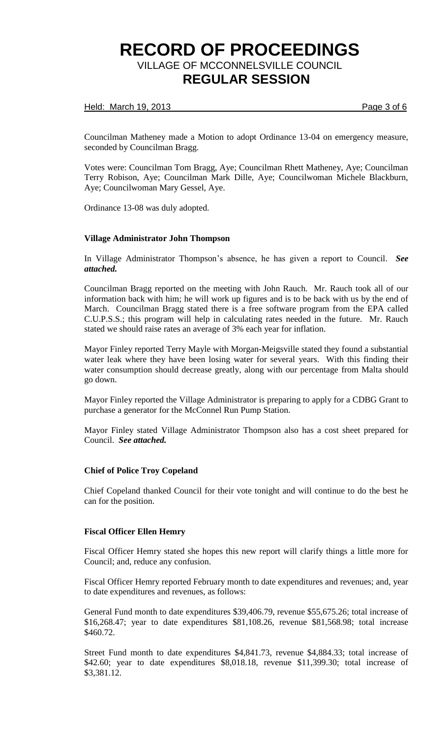Councilman Matheney made a Motion to adopt Ordinance 13-04 on emergency measure, seconded by Councilman Bragg.

Votes were: Councilman Tom Bragg, Aye; Councilman Rhett Matheney, Aye; Councilman Terry Robison, Aye; Councilman Mark Dille, Aye; Councilwoman Michele Blackburn, Aye; Councilwoman Mary Gessel, Aye.

Ordinance 13-08 was duly adopted.

**Village Administrator John Thompson**

In Village Administrator Thompson's absence, he has given a report to Council. ***See attached.***

Councilman Bragg reported on the meeting with John Rauch. Mr. Rauch took all of our information back with him; he will work up figures and is to be back with us by the end of March. Councilman Bragg stated there is a free software program from the EPA called C.U.P.S.S.; this program will help in calculating rates needed in the future. Mr. Rauch stated we should raise rates an average of 3% each year for inflation.

Mayor Finley reported Terry Mayle with Morgan-Meigsville stated they found a substantial water leak where they have been losing water for several years. With this finding their water consumption should decrease greatly, along with our percentage from Malta should go down.

Mayor Finley reported the Village Administrator is preparing to apply for a CDBG Grant to purchase a generator for the McConnel Run Pump Station.

Mayor Finley stated Village Administrator Thompson also has a cost sheet prepared for Council. ***See attached.***

**Chief of Police Troy Copeland**

Chief Copeland thanked Council for their vote tonight and will continue to do the best he can for the position.

**Fiscal Officer Ellen Hemry**

Fiscal Officer Hemry stated she hopes this new report will clarify things a little more for Council; and, reduce any confusion.

Fiscal Officer Hemry reported February month to date expenditures and revenues; and, year to date expenditures and revenues, as follows:

General Fund month to date expenditures $39,406.79, revenue $55,675.26; total increase of $16,268.47; year to date expenditures $81,108.26, revenue $81,568.98; total increase $460.72.

Street Fund month to date expenditures $4,841.73, revenue $4,884.33; total increase of $42.60; year to date expenditures $8,018.18, revenue $11,399.30; total increase of $3,381.12.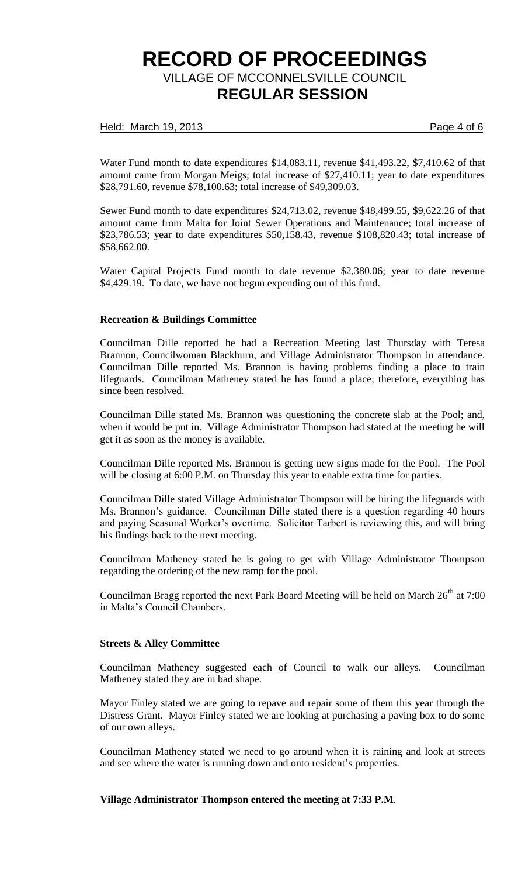Water Fund month to date expenditures $14,083.11, revenue $41,493.22, $7,410.62 of that amount came from Morgan Meigs; total increase of $27,410.11; year to date expenditures $28,791.60, revenue $78,100.63; total increase of $49,309.03.

Sewer Fund month to date expenditures $24,713.02, revenue $48,499.55, $9,622.26 of that amount came from Malta for Joint Sewer Operations and Maintenance; total increase of $23,786.53; year to date expenditures $50,158.43, revenue $108,820.43; total increase of $58,662.00.

Water Capital Projects Fund month to date revenue $2,380.06; year to date revenue $4,429.19. To date, we have not begun expending out of this fund.

**Recreation & Buildings Committee**

Councilman Dille reported he had a Recreation Meeting last Thursday with Teresa Brannon, Councilwoman Blackburn, and Village Administrator Thompson in attendance. Councilman Dille reported Ms. Brannon is having problems finding a place to train lifeguards. Councilman Matheney stated he has found a place; therefore, everything has since been resolved.

Councilman Dille stated Ms. Brannon was questioning the concrete slab at the Pool; and, when it would be put in. Village Administrator Thompson had stated at the meeting he will get it as soon as the money is available.

Councilman Dille reported Ms. Brannon is getting new signs made for the Pool. The Pool will be closing at 6:00 P.M. on Thursday this year to enable extra time for parties.

Councilman Dille stated Village Administrator Thompson will be hiring the lifeguards with Ms. Brannon's guidance. Councilman Dille stated there is a question regarding 40 hours and paying Seasonal Worker's overtime. Solicitor Tarbert is reviewing this, and will bring his findings back to the next meeting.

Councilman Matheney stated he is going to get with Village Administrator Thompson regarding the ordering of the new ramp for the pool.

Councilman Bragg reported the next Park Board Meeting will be held on March 26th at 7:00 in Malta's Council Chambers.

**Streets & Alley Committee**

Councilman Matheney suggested each of Council to walk our alleys. Councilman Matheney stated they are in bad shape.

Mayor Finley stated we are going to repave and repair some of them this year through the Distress Grant. Mayor Finley stated we are looking at purchasing a paving box to do some of our own alleys.

Councilman Matheney stated we need to go around when it is raining and look at streets and see where the water is running down and onto resident's properties.

**Village Administrator Thompson entered the meeting at 7:33 P.M**.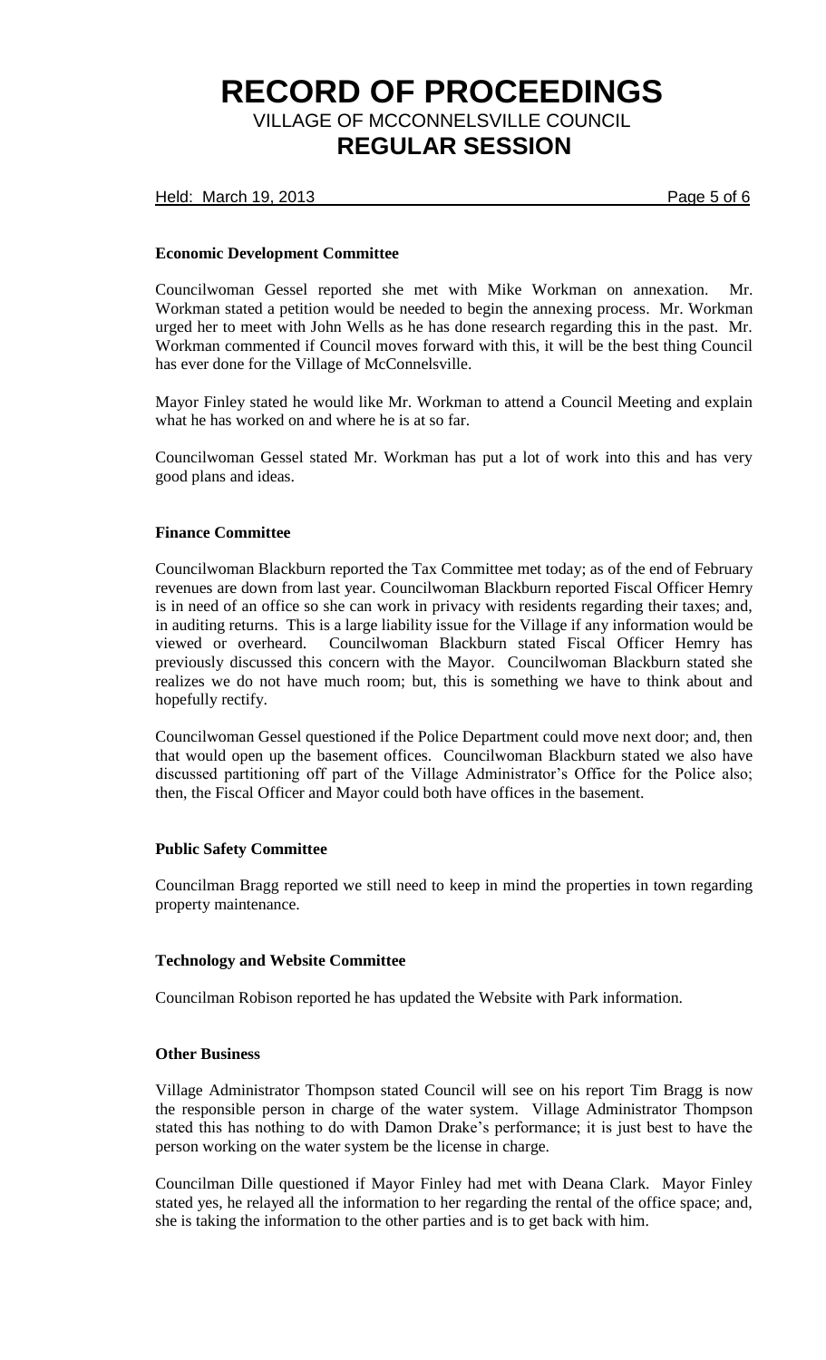**Economic Development Committee**

Councilwoman Gessel reported she met with Mike Workman on annexation. Mr. Workman stated a petition would be needed to begin the annexing process. Mr. Workman urged her to meet with John Wells as he has done research regarding this in the past. Mr. Workman commented if Council moves forward with this, it will be the best thing Council has ever done for the Village of McConnelsville.

Mayor Finley stated he would like Mr. Workman to attend a Council Meeting and explain what he has worked on and where he is at so far.

Councilwoman Gessel stated Mr. Workman has put a lot of work into this and has very good plans and ideas.

**Finance Committee**

Councilwoman Blackburn reported the Tax Committee met today; as of the end of February revenues are down from last year. Councilwoman Blackburn reported Fiscal Officer Hemry is in need of an office so she can work in privacy with residents regarding their taxes; and, in auditing returns. This is a large liability issue for the Village if any information would be viewed or overheard. Councilwoman Blackburn stated Fiscal Officer Hemry has previously discussed this concern with the Mayor. Councilwoman Blackburn stated she realizes we do not have much room; but, this is something we have to think about and hopefully rectify.

Councilwoman Gessel questioned if the Police Department could move next door; and, then that would open up the basement offices. Councilwoman Blackburn stated we also have discussed partitioning off part of the Village Administrator's Office for the Police also; then, the Fiscal Officer and Mayor could both have offices in the basement.

**Public Safety Committee**

Councilman Bragg reported we still need to keep in mind the properties in town regarding property maintenance.

**Technology and Website Committee**

Councilman Robison reported he has updated the Website with Park information.

**Other Business**

Village Administrator Thompson stated Council will see on his report Tim Bragg is now the responsible person in charge of the water system. Village Administrator Thompson stated this has nothing to do with Damon Drake's performance; it is just best to have the person working on the water system be the license in charge.

Councilman Dille questioned if Mayor Finley had met with Deana Clark. Mayor Finley stated yes, he relayed all the information to her regarding the rental of the office space; and, she is taking the information to the other parties and is to get back with him.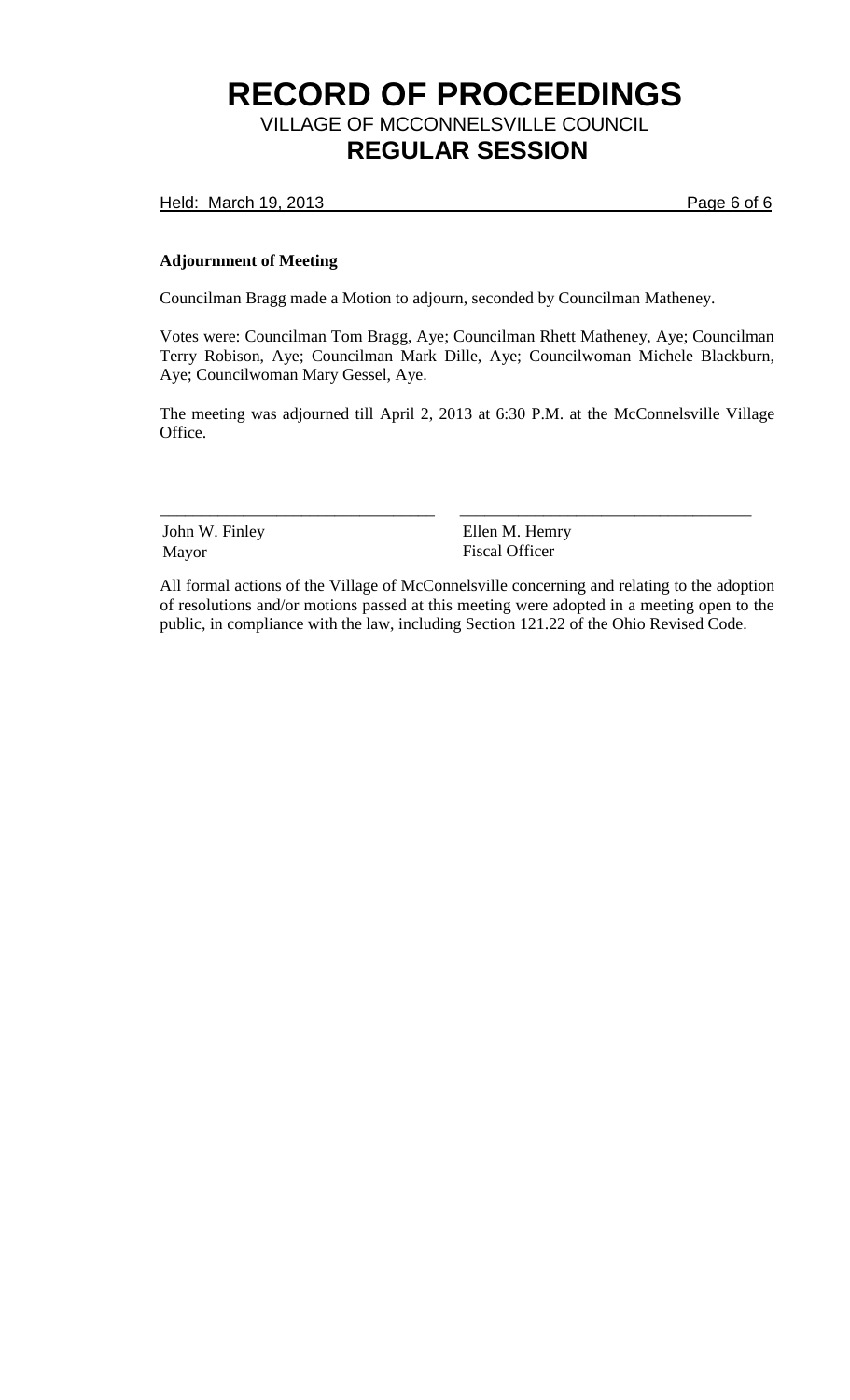**Adjournment of Meeting**

Councilman Bragg made a Motion to adjourn, seconded by Councilman Matheney.

Votes were: Councilman Tom Bragg, Aye; Councilman Rhett Matheney, Aye; Councilman Terry Robison, Aye; Councilman Mark Dille, Aye; Councilwoman Michele Blackburn, Aye; Councilwoman Mary Gessel, Aye.

The meeting was adjourned till April 2, 2013 at 6:30 P.M. at the McConnelsville Village Office.

| | |
|---|---|
| _________________________________ | ___________________________________ |
| John W. Finley | Ellen M. Hemry |
| Mayor | Fiscal Officer |

All formal actions of the Village of McConnelsville concerning and relating to the adoption of resolutions and/or motions passed at this meeting were adopted in a meeting open to the public, in compliance with the law, including Section 121.22 of the Ohio Revised Code.